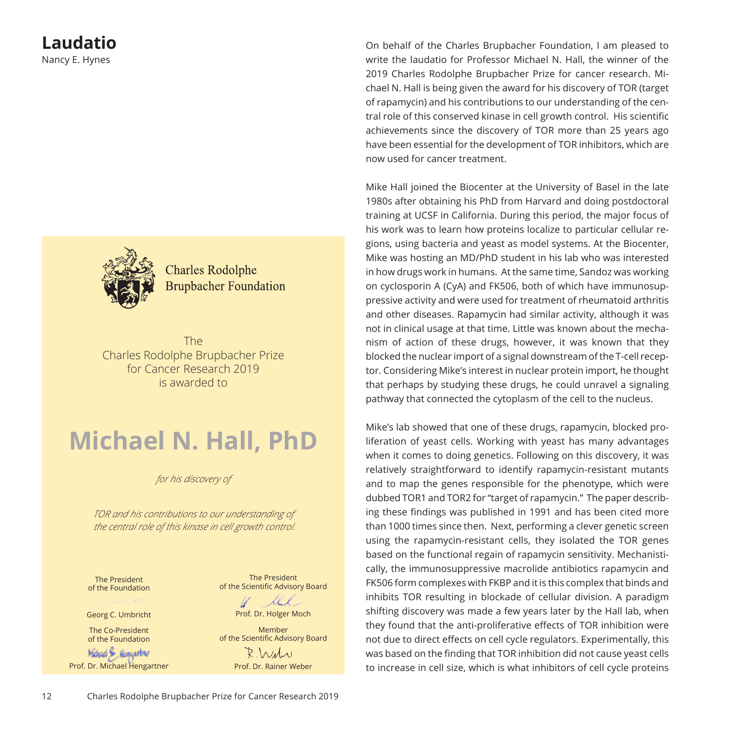# Laudatio

Nancy E. Hynes

Charles Rodolphe
Brupbacher Foundation

The
Charles Rodolphe Brupbacher Prize
for Cancer Research 2019
is awarded to

## Michael N. Hall, PhD

*for his discovery of*

*TOR and his contributions to our understanding of the central role of this kinase in cell growth control.*

The President
of the Foundation
Georg C. Umbricht

The Co-President
of the Foundation
Prof. Dr. Michael Hengartner

The President
of the Scientific Advisory Board
Prof. Dr. Holger Moch

Member
of the Scientific Advisory Board
Prof. Dr. Rainer Weber

On behalf of the Charles Brupbacher Foundation, I am pleased to write the laudatio for Professor Michael N. Hall, the winner of the 2019 Charles Rodolphe Brupbacher Prize for cancer research. Michael N. Hall is being given the award for his discovery of TOR (target of rapamycin) and his contributions to our understanding of the central role of this conserved kinase in cell growth control. His scientific achievements since the discovery of TOR more than 25 years ago have been essential for the development of TOR inhibitors, which are now used for cancer treatment.

Mike Hall joined the Biocenter at the University of Basel in the late 1980s after obtaining his PhD from Harvard and doing postdoctoral training at UCSF in California. During this period, the major focus of his work was to learn how proteins localize to particular cellular regions, using bacteria and yeast as model systems. At the Biocenter, Mike was hosting an MD/PhD student in his lab who was interested in how drugs work in humans. At the same time, Sandoz was working on cyclosporin A (CyA) and FK506, both of which have immunosuppressive activity and were used for treatment of rheumatoid arthritis and other diseases. Rapamycin had similar activity, although it was not in clinical usage at that time. Little was known about the mechanism of action of these drugs, however, it was known that they blocked the nuclear import of a signal downstream of the T-cell receptor. Considering Mike's interest in nuclear protein import, he thought that perhaps by studying these drugs, he could unravel a signaling pathway that connected the cytoplasm of the cell to the nucleus.

Mike's lab showed that one of these drugs, rapamycin, blocked proliferation of yeast cells. Working with yeast has many advantages when it comes to doing genetics. Following on this discovery, it was relatively straightforward to identify rapamycin-resistant mutants and to map the genes responsible for the phenotype, which were dubbed TOR1 and TOR2 for "target of rapamycin." The paper describing these findings was published in 1991 and has been cited more than 1000 times since then. Next, performing a clever genetic screen using the rapamycin-resistant cells, they isolated the TOR genes based on the functional regain of rapamycin sensitivity. Mechanistically, the immunosuppressive macrolide antibiotics rapamycin and FK506 form complexes with FKBP and it is this complex that binds and inhibits TOR resulting in blockade of cellular division. A paradigm shifting discovery was made a few years later by the Hall lab, when they found that the anti-proliferative effects of TOR inhibition were not due to direct effects on cell cycle regulators. Experimentally, this was based on the finding that TOR inhibition did not cause yeast cells to increase in cell size, which is what inhibitors of cell cycle proteins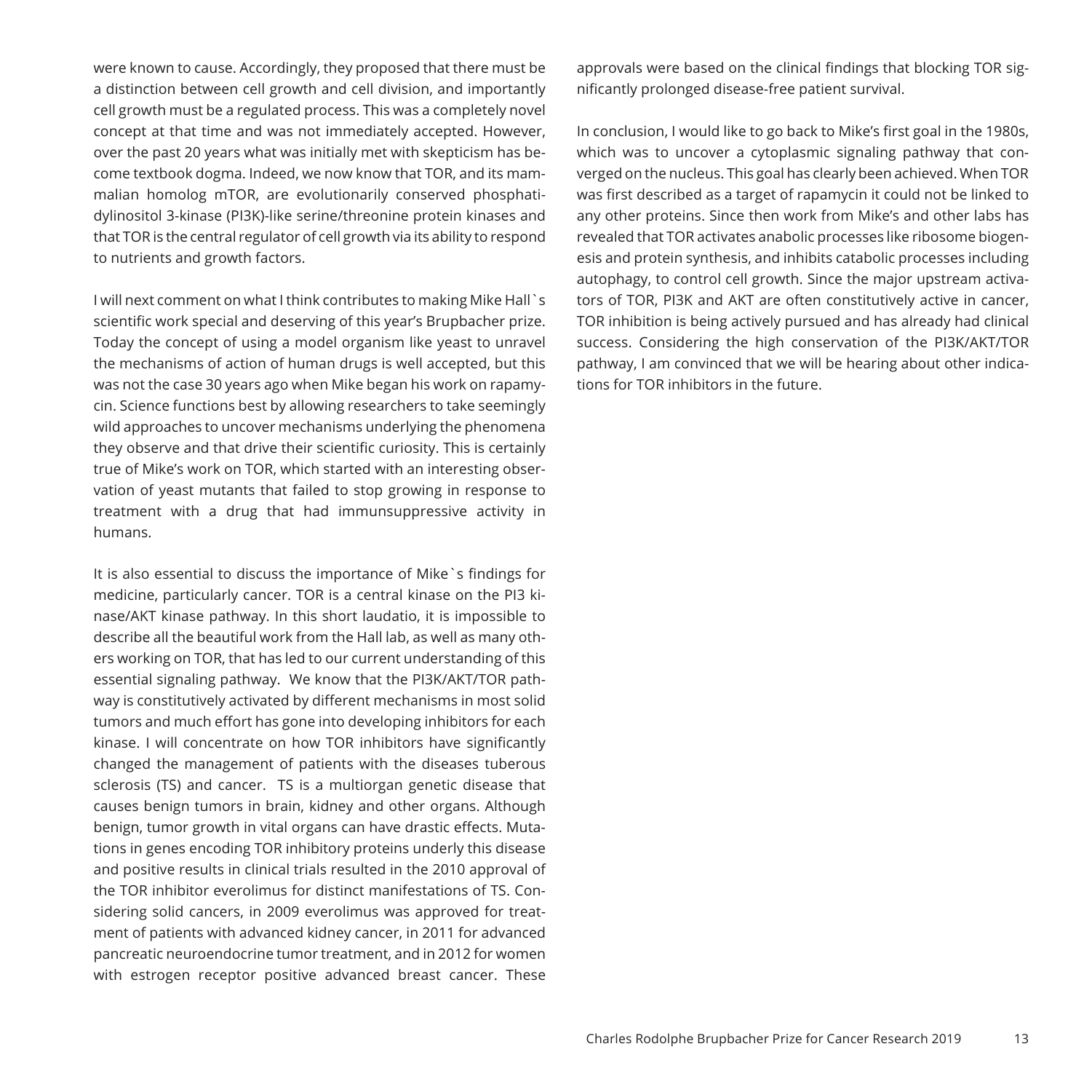were known to cause. Accordingly, they proposed that there must be a distinction between cell growth and cell division, and importantly cell growth must be a regulated process. This was a completely novel concept at that time and was not immediately accepted. However, over the past 20 years what was initially met with skepticism has become textbook dogma. Indeed, we now know that TOR, and its mammalian homolog mTOR, are evolutionarily conserved phosphatidylinositol 3-kinase (PI3K)-like serine/threonine protein kinases and that TOR is the central regulator of cell growth via its ability to respond to nutrients and growth factors.

I will next comment on what I think contributes to making Mike Hall`s scientific work special and deserving of this year's Brupbacher prize. Today the concept of using a model organism like yeast to unravel the mechanisms of action of human drugs is well accepted, but this was not the case 30 years ago when Mike began his work on rapamycin. Science functions best by allowing researchers to take seemingly wild approaches to uncover mechanisms underlying the phenomena they observe and that drive their scientific curiosity. This is certainly true of Mike's work on TOR, which started with an interesting observation of yeast mutants that failed to stop growing in response to treatment with a drug that had immunsuppressive activity in humans.

It is also essential to discuss the importance of Mike`s findings for medicine, particularly cancer. TOR is a central kinase on the PI3 kinase/AKT kinase pathway. In this short laudatio, it is impossible to describe all the beautiful work from the Hall lab, as well as many others working on TOR, that has led to our current understanding of this essential signaling pathway. We know that the PI3K/AKT/TOR pathway is constitutively activated by different mechanisms in most solid tumors and much effort has gone into developing inhibitors for each kinase. I will concentrate on how TOR inhibitors have significantly changed the management of patients with the diseases tuberous sclerosis (TS) and cancer. TS is a multiorgan genetic disease that causes benign tumors in brain, kidney and other organs. Although benign, tumor growth in vital organs can have drastic effects. Mutations in genes encoding TOR inhibitory proteins underly this disease and positive results in clinical trials resulted in the 2010 approval of the TOR inhibitor everolimus for distinct manifestations of TS. Considering solid cancers, in 2009 everolimus was approved for treatment of patients with advanced kidney cancer, in 2011 for advanced pancreatic neuroendocrine tumor treatment, and in 2012 for women with estrogen receptor positive advanced breast cancer. These approvals were based on the clinical findings that blocking TOR significantly prolonged disease-free patient survival.

In conclusion, I would like to go back to Mike's first goal in the 1980s, which was to uncover a cytoplasmic signaling pathway that converged on the nucleus. This goal has clearly been achieved. When TOR was first described as a target of rapamycin it could not be linked to any other proteins. Since then work from Mike's and other labs has revealed that TOR activates anabolic processes like ribosome biogenesis and protein synthesis, and inhibits catabolic processes including autophagy, to control cell growth. Since the major upstream activators of TOR, PI3K and AKT are often constitutively active in cancer, TOR inhibition is being actively pursued and has already had clinical success. Considering the high conservation of the PI3K/AKT/TOR pathway, I am convinced that we will be hearing about other indications for TOR inhibitors in the future.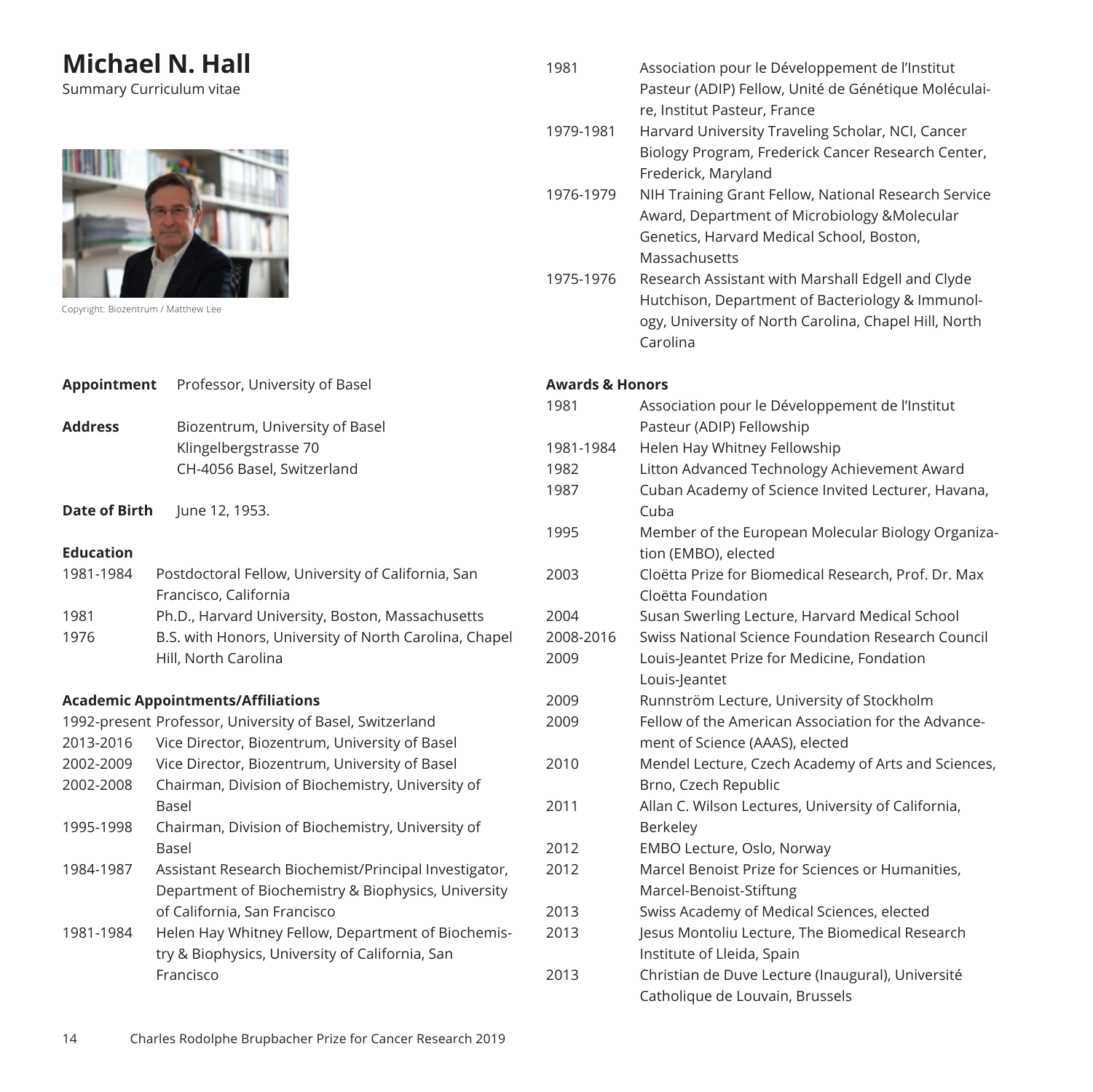# Michael N. Hall

Summary Curriculum vitae

Copyright: Biozentrum / Matthew Lee

**Appointment** Professor, University of Basel

**Address** Biozentrum, University of Basel
Klingelbergstrasse 70
CH-4056 Basel, Switzerland

**Date of Birth** June 12, 1953.

**Education**

| | |
|---|---|
| 1981-1984 | Postdoctoral Fellow, University of California, San Francisco, California |
| 1981 | Ph.D., Harvard University, Boston, Massachusetts |
| 1976 | B.S. with Honors, University of North Carolina, Chapel Hill, North Carolina |

**Academic Appointments/Affiliations**

| | |
|---|---|
| 1992-present | Professor, University of Basel, Switzerland |
| 2013-2016 | Vice Director, Biozentrum, University of Basel |
| 2002-2009 | Vice Director, Biozentrum, University of Basel |
| 2002-2008 | Chairman, Division of Biochemistry, University of Basel |
| 1995-1998 | Chairman, Division of Biochemistry, University of Basel |
| 1984-1987 | Assistant Research Biochemist/Principal Investigator, Department of Biochemistry & Biophysics, University of California, San Francisco |
| 1981-1984 | Helen Hay Whitney Fellow, Department of Biochemistry & Biophysics, University of California, San Francisco |
| 1981 | Association pour le Développement de l'Institut Pasteur (ADIP) Fellow, Unité de Génétique Moléculaire, Institut Pasteur, France |
| 1979-1981 | Harvard University Traveling Scholar, NCI, Cancer Biology Program, Frederick Cancer Research Center, Frederick, Maryland |
| 1976-1979 | NIH Training Grant Fellow, National Research Service Award, Department of Microbiology &Molecular Genetics, Harvard Medical School, Boston, Massachusetts |
| 1975-1976 | Research Assistant with Marshall Edgell and Clyde Hutchison, Department of Bacteriology & Immunology, University of North Carolina, Chapel Hill, North Carolina |

**Awards & Honors**

| | |
|---|---|
| 1981 | Association pour le Développement de l'Institut Pasteur (ADIP) Fellowship |
| 1981-1984 | Helen Hay Whitney Fellowship |
| 1982 | Litton Advanced Technology Achievement Award |
| 1987 | Cuban Academy of Science Invited Lecturer, Havana, Cuba |
| 1995 | Member of the European Molecular Biology Organization (EMBO), elected |
| 2003 | Cloëtta Prize for Biomedical Research, Prof. Dr. Max Cloëtta Foundation |
| 2004 | Susan Swerling Lecture, Harvard Medical School |
| 2008-2016 | Swiss National Science Foundation Research Council |
| 2009 | Louis-Jeantet Prize for Medicine, Fondation Louis-Jeantet |
| 2009 | Runnström Lecture, University of Stockholm |
| 2009 | Fellow of the American Association for the Advancement of Science (AAAS), elected |
| 2010 | Mendel Lecture, Czech Academy of Arts and Sciences, Brno, Czech Republic |
| 2011 | Allan C. Wilson Lectures, University of California, Berkeley |
| 2012 | EMBO Lecture, Oslo, Norway |
| 2012 | Marcel Benoist Prize for Sciences or Humanities, Marcel-Benoist-Stiftung |
| 2013 | Swiss Academy of Medical Sciences, elected |
| 2013 | Jesus Montoliu Lecture, The Biomedical Research Institute of Lleida, Spain |
| 2013 | Christian de Duve Lecture (Inaugural), Université Catholique de Louvain, Brussels |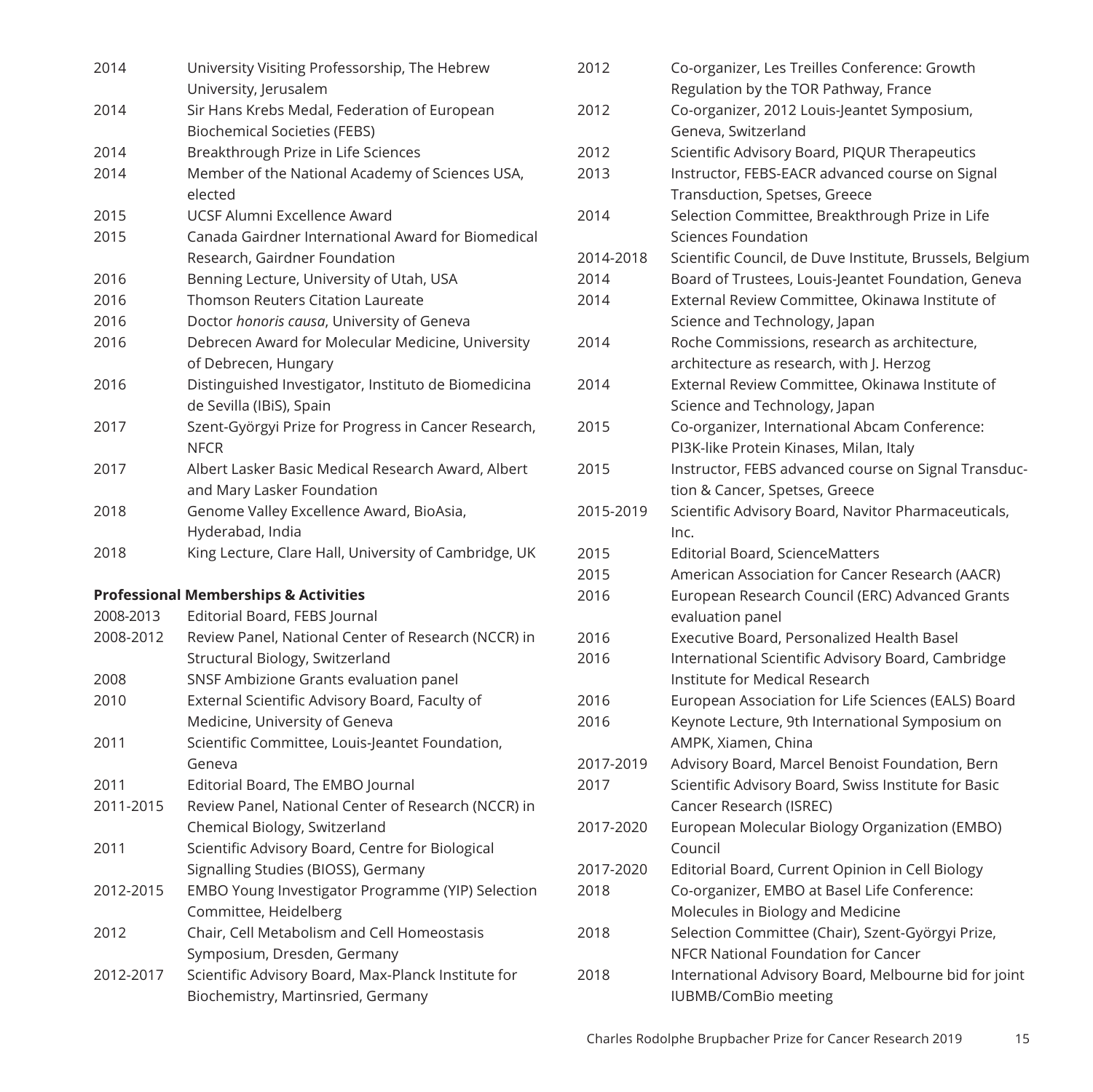| | |
|---|---|
| 2014 | University Visiting Professorship, The Hebrew University, Jerusalem |
| 2014 | Sir Hans Krebs Medal, Federation of European Biochemical Societies (FEBS) |
| 2014 | Breakthrough Prize in Life Sciences |
| 2014 | Member of the National Academy of Sciences USA, elected |
| 2015 | UCSF Alumni Excellence Award |
| 2015 | Canada Gairdner International Award for Biomedical Research, Gairdner Foundation |
| 2016 | Benning Lecture, University of Utah, USA |
| 2016 | Thomson Reuters Citation Laureate |
| 2016 | Doctor *honoris causa*, University of Geneva |
| 2016 | Debrecen Award for Molecular Medicine, University of Debrecen, Hungary |
| 2016 | Distinguished Investigator, Instituto de Biomedicina de Sevilla (IBiS), Spain |
| 2017 | Szent-Györgyi Prize for Progress in Cancer Research, NFCR |
| 2017 | Albert Lasker Basic Medical Research Award, Albert and Mary Lasker Foundation |
| 2018 | Genome Valley Excellence Award, BioAsia, Hyderabad, India |
| 2018 | King Lecture, Clare Hall, University of Cambridge, UK |

**Professional Memberships & Activities**

| | |
|---|---|
| 2008-2013 | Editorial Board, FEBS Journal |
| 2008-2012 | Review Panel, National Center of Research (NCCR) in Structural Biology, Switzerland |
| 2008 | SNSF Ambizione Grants evaluation panel |
| 2010 | External Scientific Advisory Board, Faculty of Medicine, University of Geneva |
| 2011 | Scientific Committee, Louis-Jeantet Foundation, Geneva |
| 2011 | Editorial Board, The EMBO Journal |
| 2011-2015 | Review Panel, National Center of Research (NCCR) in Chemical Biology, Switzerland |
| 2011 | Scientific Advisory Board, Centre for Biological Signalling Studies (BIOSS), Germany |
| 2012-2015 | EMBO Young Investigator Programme (YIP) Selection Committee, Heidelberg |
| 2012 | Chair, Cell Metabolism and Cell Homeostasis Symposium, Dresden, Germany |
| 2012-2017 | Scientific Advisory Board, Max-Planck Institute for Biochemistry, Martinsried, Germany |
| 2012 | Co-organizer, Les Treilles Conference: Growth Regulation by the TOR Pathway, France |
| 2012 | Co-organizer, 2012 Louis-Jeantet Symposium, Geneva, Switzerland |
| 2012 | Scientific Advisory Board, PIQUR Therapeutics |
| 2013 | Instructor, FEBS-EACR advanced course on Signal Transduction, Spetses, Greece |
| 2014 | Selection Committee, Breakthrough Prize in Life Sciences Foundation |
| 2014-2018 | Scientific Council, de Duve Institute, Brussels, Belgium |
| 2014 | Board of Trustees, Louis-Jeantet Foundation, Geneva |
| 2014 | External Review Committee, Okinawa Institute of Science and Technology, Japan |
| 2014 | Roche Commissions, research as architecture, architecture as research, with J. Herzog |
| 2014 | External Review Committee, Okinawa Institute of Science and Technology, Japan |
| 2015 | Co-organizer, International Abcam Conference: PI3K-like Protein Kinases, Milan, Italy |
| 2015 | Instructor, FEBS advanced course on Signal Transduction & Cancer, Spetses, Greece |
| 2015-2019 | Scientific Advisory Board, Navitor Pharmaceuticals, Inc. |
| 2015 | Editorial Board, ScienceMatters |
| 2015 | American Association for Cancer Research (AACR) |
| 2016 | European Research Council (ERC) Advanced Grants evaluation panel |
| 2016 | Executive Board, Personalized Health Basel |
| 2016 | International Scientific Advisory Board, Cambridge Institute for Medical Research |
| 2016 | European Association for Life Sciences (EALS) Board |
| 2016 | Keynote Lecture, 9th International Symposium on AMPK, Xiamen, China |
| 2017-2019 | Advisory Board, Marcel Benoist Foundation, Bern |
| 2017 | Scientific Advisory Board, Swiss Institute for Basic Cancer Research (ISREC) |
| 2017-2020 | European Molecular Biology Organization (EMBO) Council |
| 2017-2020 | Editorial Board, Current Opinion in Cell Biology |
| 2018 | Co-organizer, EMBO at Basel Life Conference: Molecules in Biology and Medicine |
| 2018 | Selection Committee (Chair), Szent-Györgyi Prize, NFCR National Foundation for Cancer |
| 2018 | International Advisory Board, Melbourne bid for joint IUBMB/ComBio meeting |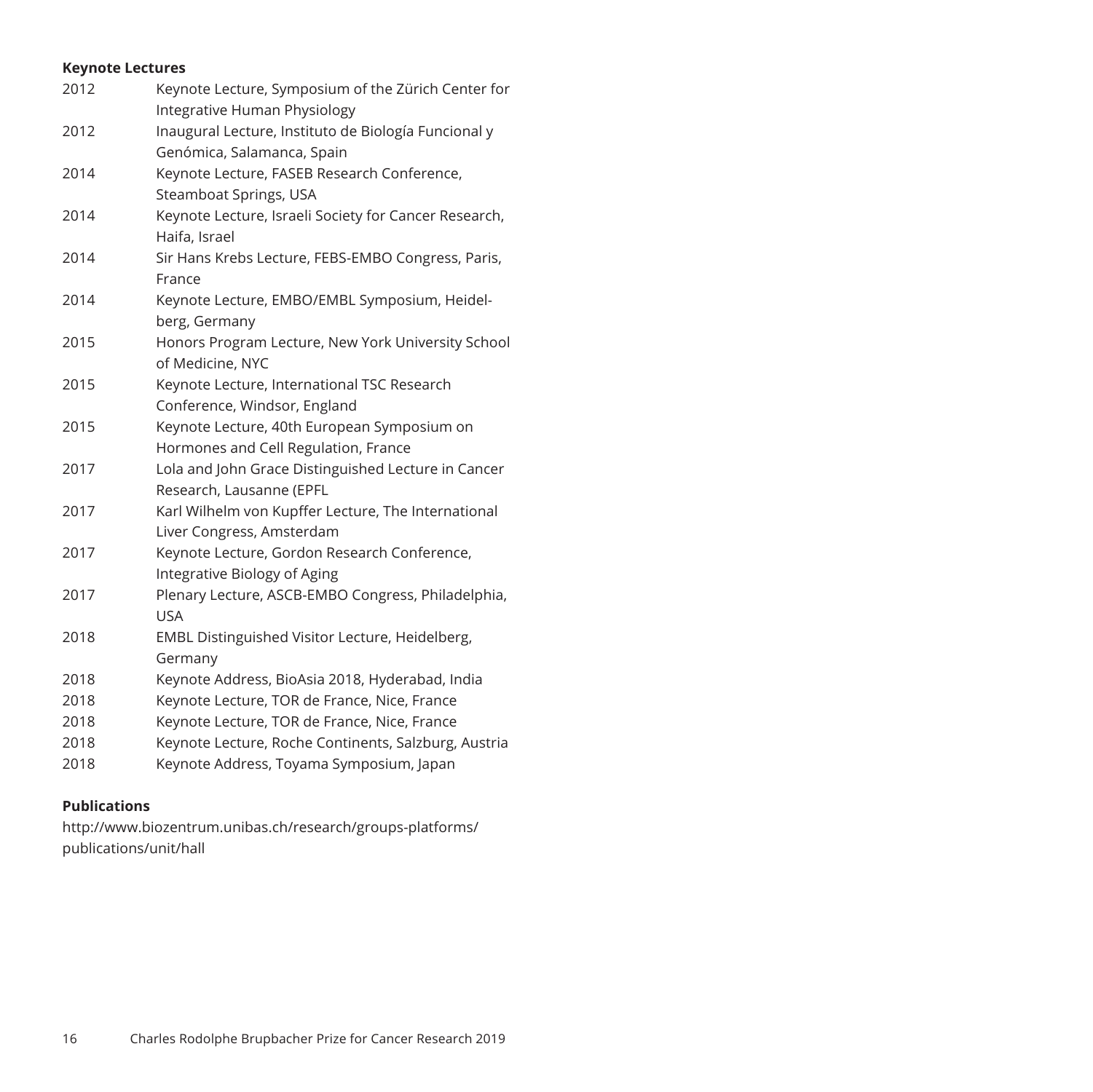**Keynote Lectures**

| | |
|---|---|
| 2012 | Keynote Lecture, Symposium of the Zürich Center for Integrative Human Physiology |
| 2012 | Inaugural Lecture, Instituto de Biología Funcional y Genómica, Salamanca, Spain |
| 2014 | Keynote Lecture, FASEB Research Conference, Steamboat Springs, USA |
| 2014 | Keynote Lecture, Israeli Society for Cancer Research, Haifa, Israel |
| 2014 | Sir Hans Krebs Lecture, FEBS-EMBO Congress, Paris, France |
| 2014 | Keynote Lecture, EMBO/EMBL Symposium, Heidelberg, Germany |
| 2015 | Honors Program Lecture, New York University School of Medicine, NYC |
| 2015 | Keynote Lecture, International TSC Research Conference, Windsor, England |
| 2015 | Keynote Lecture, 40th European Symposium on Hormones and Cell Regulation, France |
| 2017 | Lola and John Grace Distinguished Lecture in Cancer Research, Lausanne (EPFL |
| 2017 | Karl Wilhelm von Kupffer Lecture, The International Liver Congress, Amsterdam |
| 2017 | Keynote Lecture, Gordon Research Conference, Integrative Biology of Aging |
| 2017 | Plenary Lecture, ASCB-EMBO Congress, Philadelphia, USA |
| 2018 | EMBL Distinguished Visitor Lecture, Heidelberg, Germany |
| 2018 | Keynote Address, BioAsia 2018, Hyderabad, India |
| 2018 | Keynote Lecture, TOR de France, Nice, France |
| 2018 | Keynote Lecture, TOR de France, Nice, France |
| 2018 | Keynote Lecture, Roche Continents, Salzburg, Austria |
| 2018 | Keynote Address, Toyama Symposium, Japan |

**Publications**

http://www.biozentrum.unibas.ch/research/groups-platforms/publications/unit/hall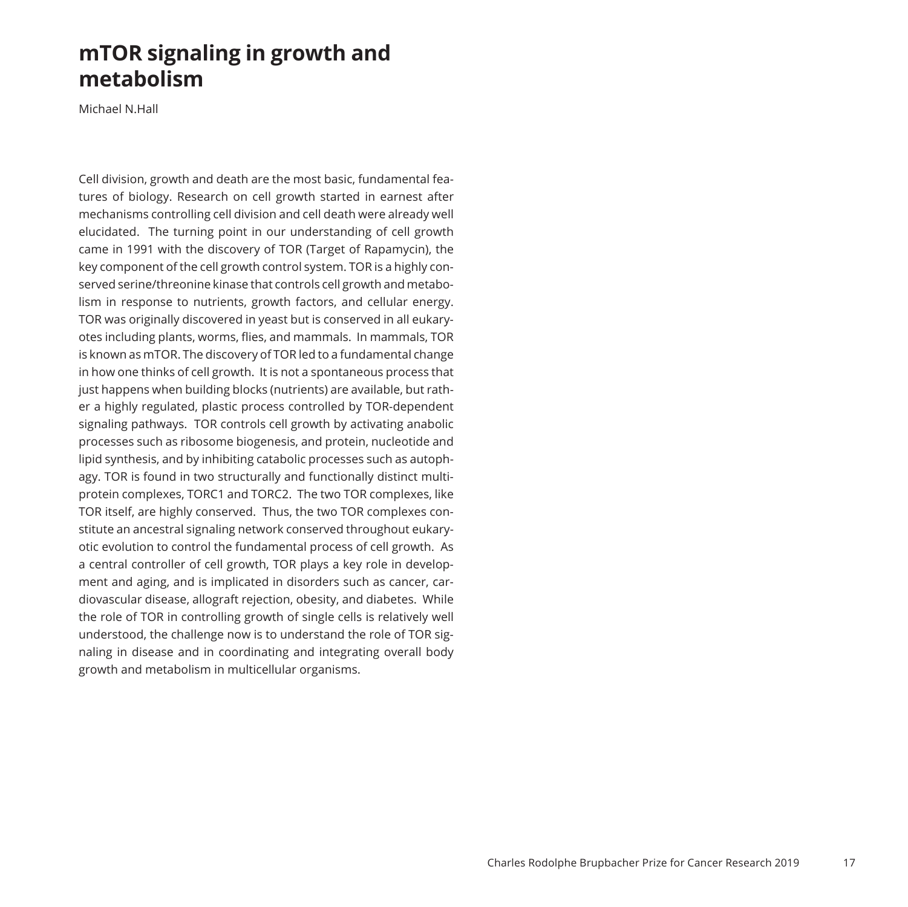# mTOR signaling in growth and metabolism

Michael N.Hall

Cell division, growth and death are the most basic, fundamental features of biology. Research on cell growth started in earnest after mechanisms controlling cell division and cell death were already well elucidated. The turning point in our understanding of cell growth came in 1991 with the discovery of TOR (Target of Rapamycin), the key component of the cell growth control system. TOR is a highly conserved serine/threonine kinase that controls cell growth and metabolism in response to nutrients, growth factors, and cellular energy. TOR was originally discovered in yeast but is conserved in all eukaryotes including plants, worms, flies, and mammals. In mammals, TOR is known as mTOR. The discovery of TOR led to a fundamental change in how one thinks of cell growth. It is not a spontaneous process that just happens when building blocks (nutrients) are available, but rather a highly regulated, plastic process controlled by TOR-dependent signaling pathways. TOR controls cell growth by activating anabolic processes such as ribosome biogenesis, and protein, nucleotide and lipid synthesis, and by inhibiting catabolic processes such as autophagy. TOR is found in two structurally and functionally distinct multiprotein complexes, TORC1 and TORC2. The two TOR complexes, like TOR itself, are highly conserved. Thus, the two TOR complexes constitute an ancestral signaling network conserved throughout eukaryotic evolution to control the fundamental process of cell growth. As a central controller of cell growth, TOR plays a key role in development and aging, and is implicated in disorders such as cancer, cardiovascular disease, allograft rejection, obesity, and diabetes. While the role of TOR in controlling growth of single cells is relatively well understood, the challenge now is to understand the role of TOR signaling in disease and in coordinating and integrating overall body growth and metabolism in multicellular organisms.